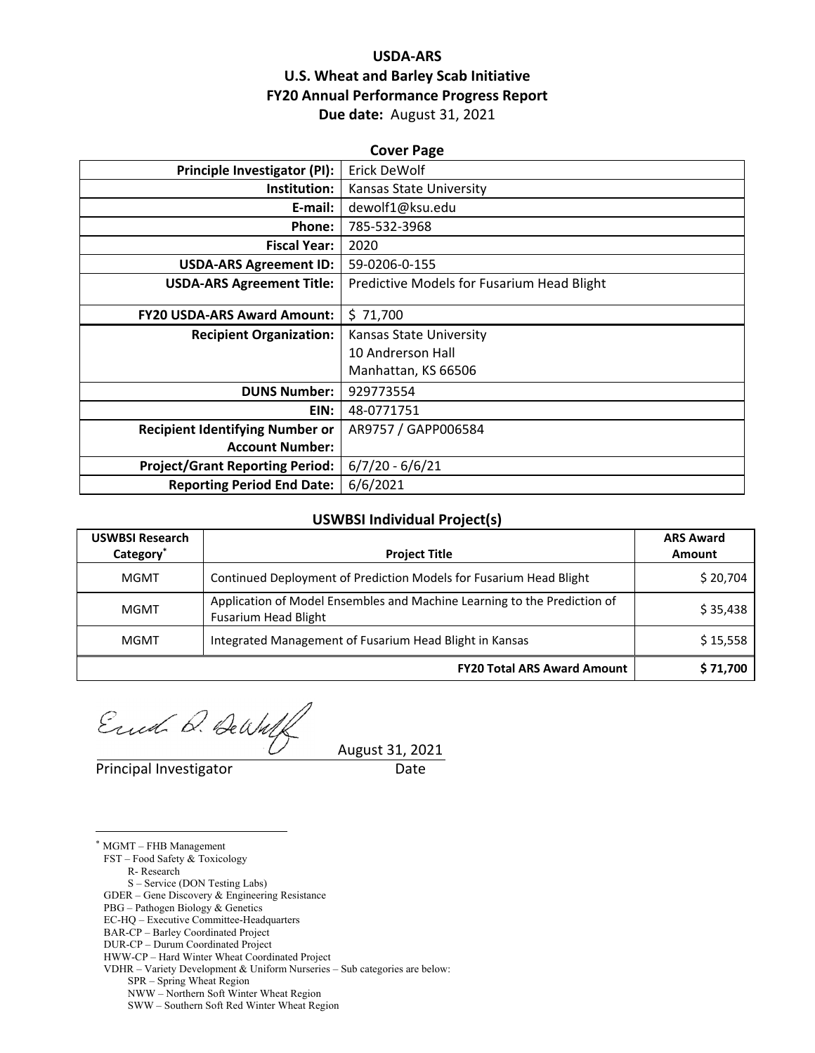# USDA-ARS
# U.S. Wheat and Barley Scab Initiative
# FY20 Annual Performance Progress Report

**Due date:** August 31, 2021

## Cover Page

| | |
|---:|---|
| **Principle Investigator (PI):** | Erick DeWolf |
| **Institution:** | Kansas State University |
| **E-mail:** | dewolf1@ksu.edu |
| **Phone:** | 785-532-3968 |
| **Fiscal Year:** | 2020 |
| **USDA-ARS Agreement ID:** | 59-0206-0-155 |
| **USDA-ARS Agreement Title:** | Predictive Models for Fusarium Head Blight |
| **FY20 USDA-ARS Award Amount:** | $ 71,700 |
| **Recipient Organization:** | Kansas State University<br>10 Andrerson Hall<br>Manhattan, KS 66506 |
| **DUNS Number:** | 929773554 |
| **EIN:** | 48-0771751 |
| **Recipient Identifying Number or Account Number:** | AR9757 / GAPP006584 |
| **Project/Grant Reporting Period:** | 6/7/20 - 6/6/21 |
| **Reporting Period End Date:** | 6/6/2021 |

## USWBSI Individual Project(s)

| USWBSI Research Category* | Project Title | ARS Award Amount |
|---|---|---:|
| MGMT | Continued Deployment of Prediction Models for Fusarium Head Blight | $ 20,704 |
| MGMT | Application of Model Ensembles and Machine Learning to the Prediction of Fusarium Head Blight | $ 35,438 |
| MGMT | Integrated Management of Fusarium Head Blight in Kansas | $ 15,558 |
| | **FY20 Total ARS Award Amount** | **$ 71,700** |

Principal Investigator — August 31, 2021 (Date)

---

* MGMT – FHB Management
FST – Food Safety & Toxicology
  R- Research
  S – Service (DON Testing Labs)
GDER – Gene Discovery & Engineering Resistance
PBG – Pathogen Biology & Genetics
EC-HQ – Executive Committee-Headquarters
BAR-CP – Barley Coordinated Project
DUR-CP – Durum Coordinated Project
HWW-CP – Hard Winter Wheat Coordinated Project
VDHR – Variety Development & Uniform Nurseries – Sub categories are below:
  SPR – Spring Wheat Region
  NWW – Northern Soft Winter Wheat Region
  SWW – Southern Soft Red Winter Wheat Region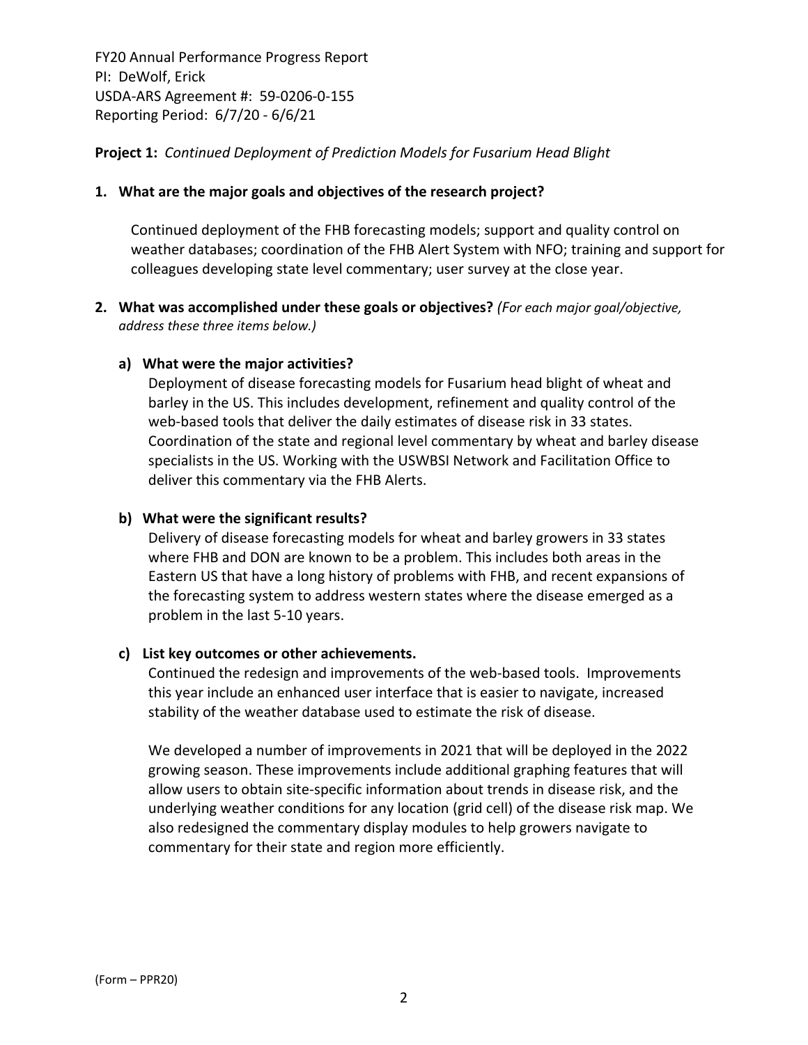FY20 Annual Performance Progress Report
PI: DeWolf, Erick
USDA-ARS Agreement #: 59-0206-0-155
Reporting Period: 6/7/20 - 6/6/21

**Project 1:** *Continued Deployment of Prediction Models for Fusarium Head Blight*

**1. What are the major goals and objectives of the research project?**

Continued deployment of the FHB forecasting models; support and quality control on weather databases; coordination of the FHB Alert System with NFO; training and support for colleagues developing state level commentary; user survey at the close year.

**2. What was accomplished under these goals or objectives?** *(For each major goal/objective, address these three items below.)*

**a) What were the major activities?**

Deployment of disease forecasting models for Fusarium head blight of wheat and barley in the US. This includes development, refinement and quality control of the web-based tools that deliver the daily estimates of disease risk in 33 states. Coordination of the state and regional level commentary by wheat and barley disease specialists in the US. Working with the USWBSI Network and Facilitation Office to deliver this commentary via the FHB Alerts.

**b) What were the significant results?**

Delivery of disease forecasting models for wheat and barley growers in 33 states where FHB and DON are known to be a problem. This includes both areas in the Eastern US that have a long history of problems with FHB, and recent expansions of the forecasting system to address western states where the disease emerged as a problem in the last 5-10 years.

**c) List key outcomes or other achievements.**

Continued the redesign and improvements of the web-based tools. Improvements this year include an enhanced user interface that is easier to navigate, increased stability of the weather database used to estimate the risk of disease.

We developed a number of improvements in 2021 that will be deployed in the 2022 growing season. These improvements include additional graphing features that will allow users to obtain site-specific information about trends in disease risk, and the underlying weather conditions for any location (grid cell) of the disease risk map. We also redesigned the commentary display modules to help growers navigate to commentary for their state and region more efficiently.

(Form – PPR20)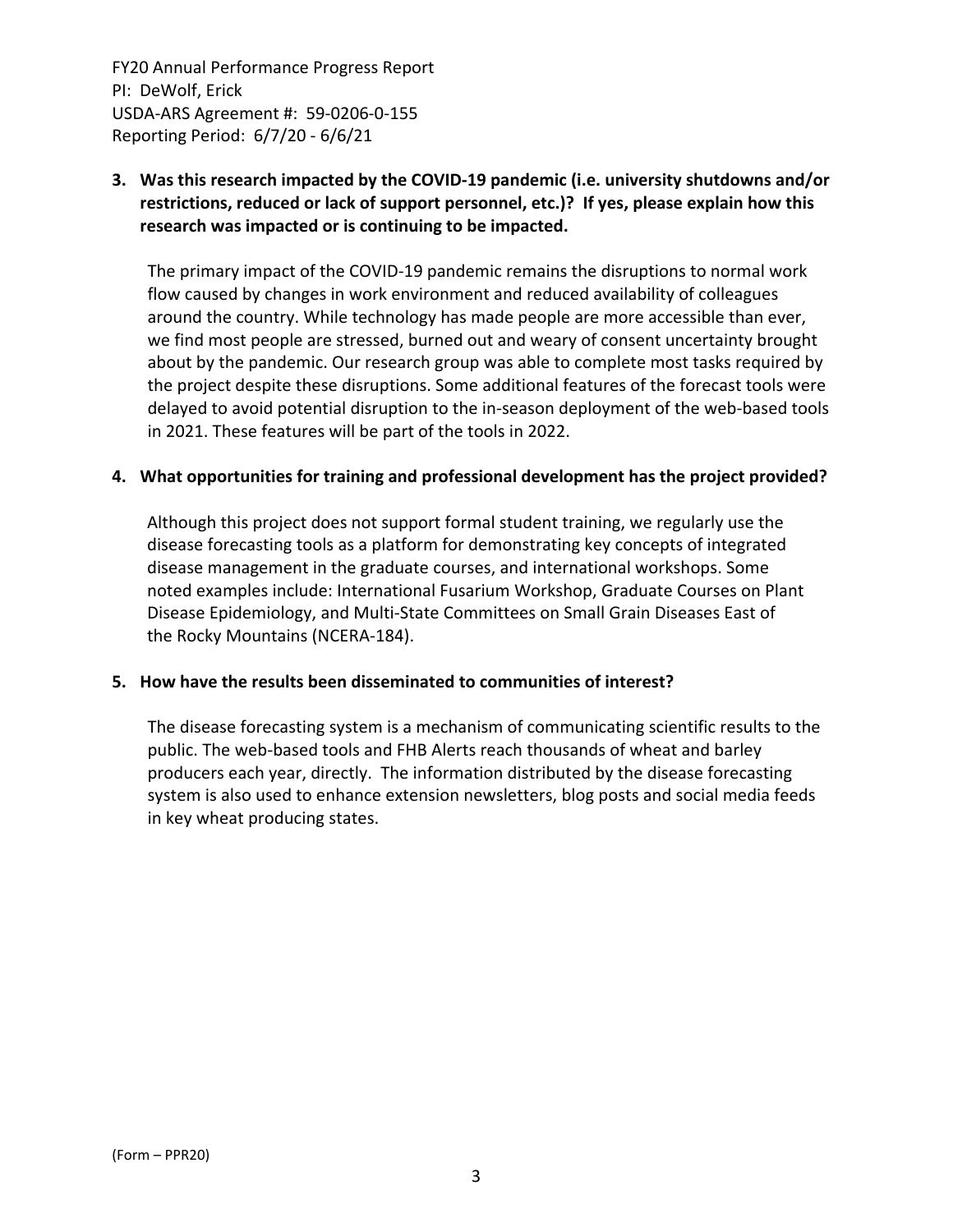**3. Was this research impacted by the COVID-19 pandemic (i.e. university shutdowns and/or restrictions, reduced or lack of support personnel, etc.)? If yes, please explain how this research was impacted or is continuing to be impacted.**

The primary impact of the COVID-19 pandemic remains the disruptions to normal work flow caused by changes in work environment and reduced availability of colleagues around the country. While technology has made people are more accessible than ever, we find most people are stressed, burned out and weary of consent uncertainty brought about by the pandemic. Our research group was able to complete most tasks required by the project despite these disruptions. Some additional features of the forecast tools were delayed to avoid potential disruption to the in-season deployment of the web-based tools in 2021. These features will be part of the tools in 2022.

**4. What opportunities for training and professional development has the project provided?**

Although this project does not support formal student training, we regularly use the disease forecasting tools as a platform for demonstrating key concepts of integrated disease management in the graduate courses, and international workshops. Some noted examples include: International Fusarium Workshop, Graduate Courses on Plant Disease Epidemiology, and Multi-State Committees on Small Grain Diseases East of the Rocky Mountains (NCERA-184).

**5. How have the results been disseminated to communities of interest?**

The disease forecasting system is a mechanism of communicating scientific results to the public. The web-based tools and FHB Alerts reach thousands of wheat and barley producers each year, directly. The information distributed by the disease forecasting system is also used to enhance extension newsletters, blog posts and social media feeds in key wheat producing states.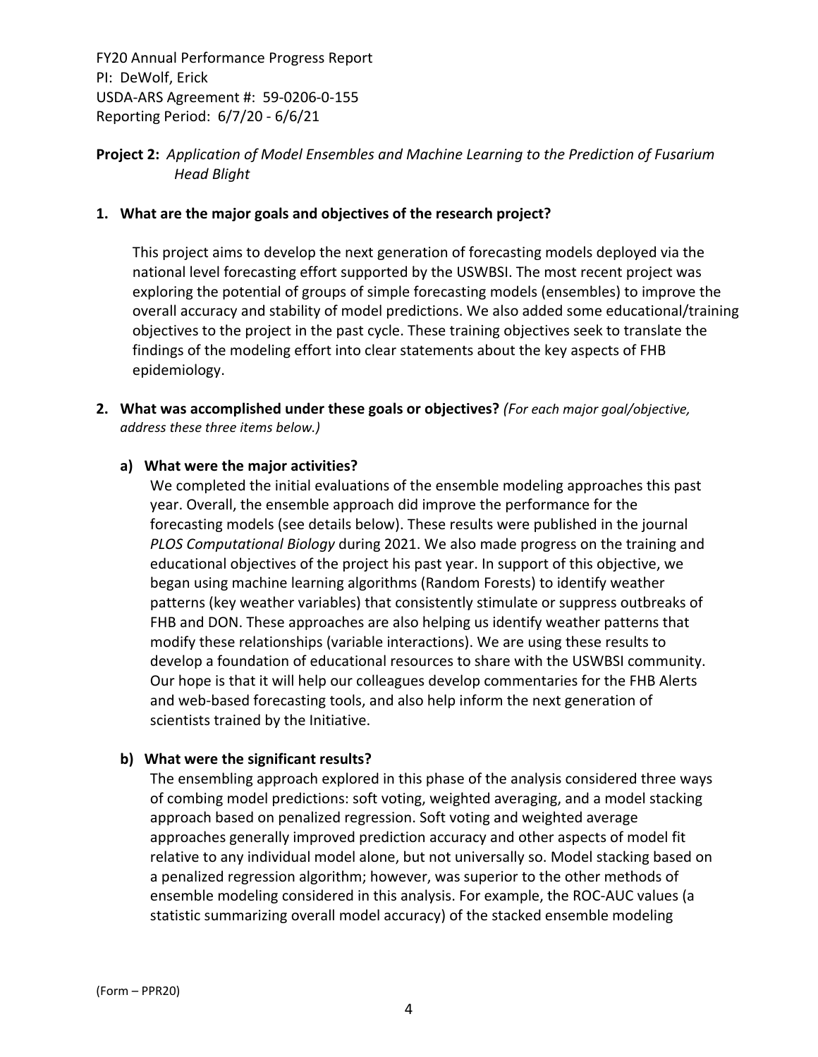FY20 Annual Performance Progress Report
PI: DeWolf, Erick
USDA-ARS Agreement #: 59-0206-0-155
Reporting Period: 6/7/20 - 6/6/21

**Project 2:** *Application of Model Ensembles and Machine Learning to the Prediction of Fusarium Head Blight*

**1. What are the major goals and objectives of the research project?**

This project aims to develop the next generation of forecasting models deployed via the national level forecasting effort supported by the USWBSI. The most recent project was exploring the potential of groups of simple forecasting models (ensembles) to improve the overall accuracy and stability of model predictions. We also added some educational/training objectives to the project in the past cycle. These training objectives seek to translate the findings of the modeling effort into clear statements about the key aspects of FHB epidemiology.

**2. What was accomplished under these goals or objectives?** *(For each major goal/objective, address these three items below.)*

**a) What were the major activities?**

We completed the initial evaluations of the ensemble modeling approaches this past year. Overall, the ensemble approach did improve the performance for the forecasting models (see details below). These results were published in the journal *PLOS Computational Biology* during 2021. We also made progress on the training and educational objectives of the project his past year. In support of this objective, we began using machine learning algorithms (Random Forests) to identify weather patterns (key weather variables) that consistently stimulate or suppress outbreaks of FHB and DON. These approaches are also helping us identify weather patterns that modify these relationships (variable interactions). We are using these results to develop a foundation of educational resources to share with the USWBSI community. Our hope is that it will help our colleagues develop commentaries for the FHB Alerts and web-based forecasting tools, and also help inform the next generation of scientists trained by the Initiative.

**b) What were the significant results?**

The ensembling approach explored in this phase of the analysis considered three ways of combing model predictions: soft voting, weighted averaging, and a model stacking approach based on penalized regression. Soft voting and weighted average approaches generally improved prediction accuracy and other aspects of model fit relative to any individual model alone, but not universally so. Model stacking based on a penalized regression algorithm; however, was superior to the other methods of ensemble modeling considered in this analysis. For example, the ROC-AUC values (a statistic summarizing overall model accuracy) of the stacked ensemble modeling

(Form – PPR20)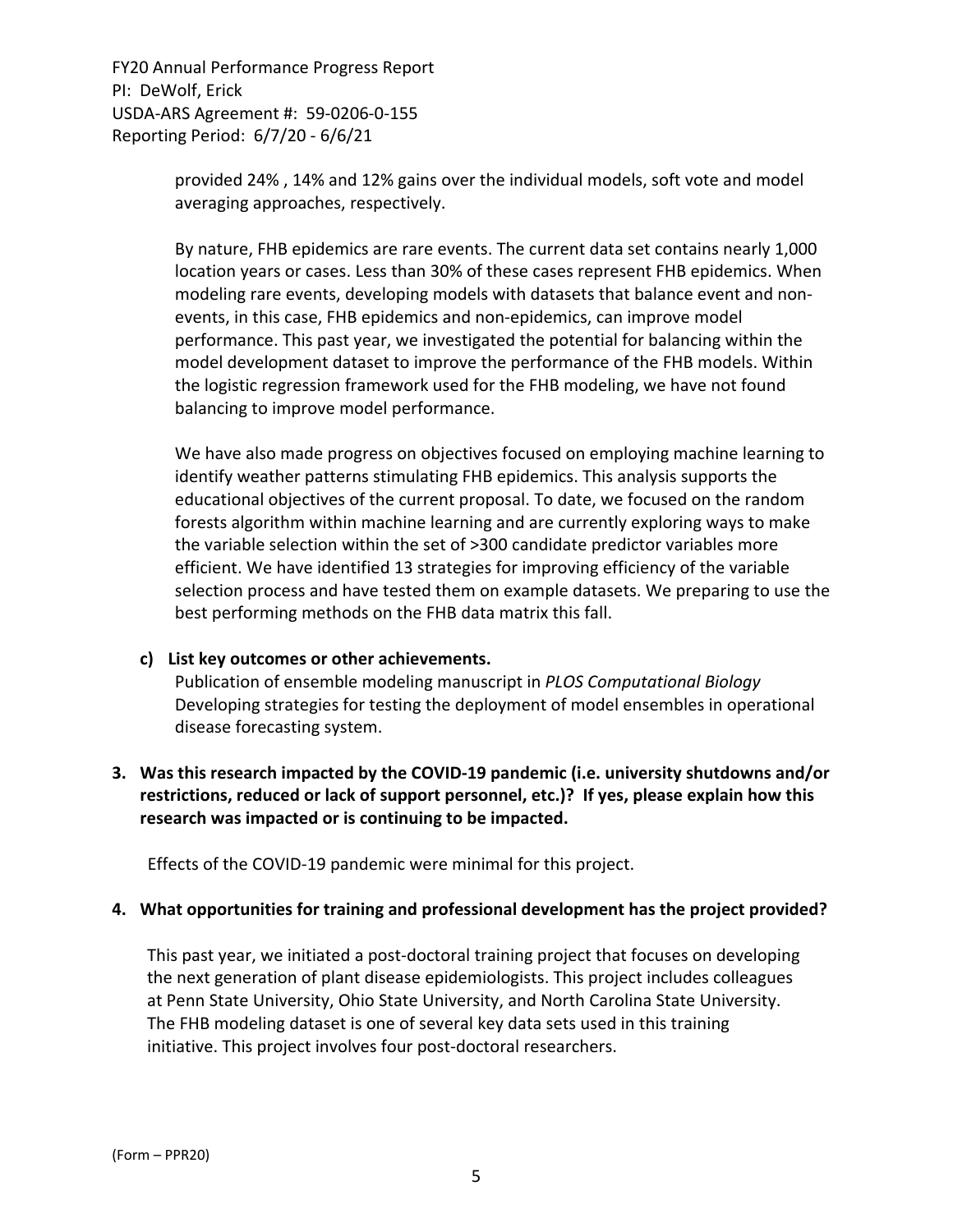provided 24% , 14% and 12% gains over the individual models, soft vote and model averaging approaches, respectively.

By nature, FHB epidemics are rare events. The current data set contains nearly 1,000 location years or cases. Less than 30% of these cases represent FHB epidemics. When modeling rare events, developing models with datasets that balance event and non-events, in this case, FHB epidemics and non-epidemics, can improve model performance. This past year, we investigated the potential for balancing within the model development dataset to improve the performance of the FHB models. Within the logistic regression framework used for the FHB modeling, we have not found balancing to improve model performance.

We have also made progress on objectives focused on employing machine learning to identify weather patterns stimulating FHB epidemics. This analysis supports the educational objectives of the current proposal. To date, we focused on the random forests algorithm within machine learning and are currently exploring ways to make the variable selection within the set of >300 candidate predictor variables more efficient. We have identified 13 strategies for improving efficiency of the variable selection process and have tested them on example datasets. We preparing to use the best performing methods on the FHB data matrix this fall.

**c) List key outcomes or other achievements.**

Publication of ensemble modeling manuscript in *PLOS Computational Biology*
Developing strategies for testing the deployment of model ensembles in operational disease forecasting system.

**3. Was this research impacted by the COVID-19 pandemic (i.e. university shutdowns and/or restrictions, reduced or lack of support personnel, etc.)? If yes, please explain how this research was impacted or is continuing to be impacted.**

Effects of the COVID-19 pandemic were minimal for this project.

**4. What opportunities for training and professional development has the project provided?**

This past year, we initiated a post-doctoral training project that focuses on developing the next generation of plant disease epidemiologists. This project includes colleagues at Penn State University, Ohio State University, and North Carolina State University. The FHB modeling dataset is one of several key data sets used in this training initiative. This project involves four post-doctoral researchers.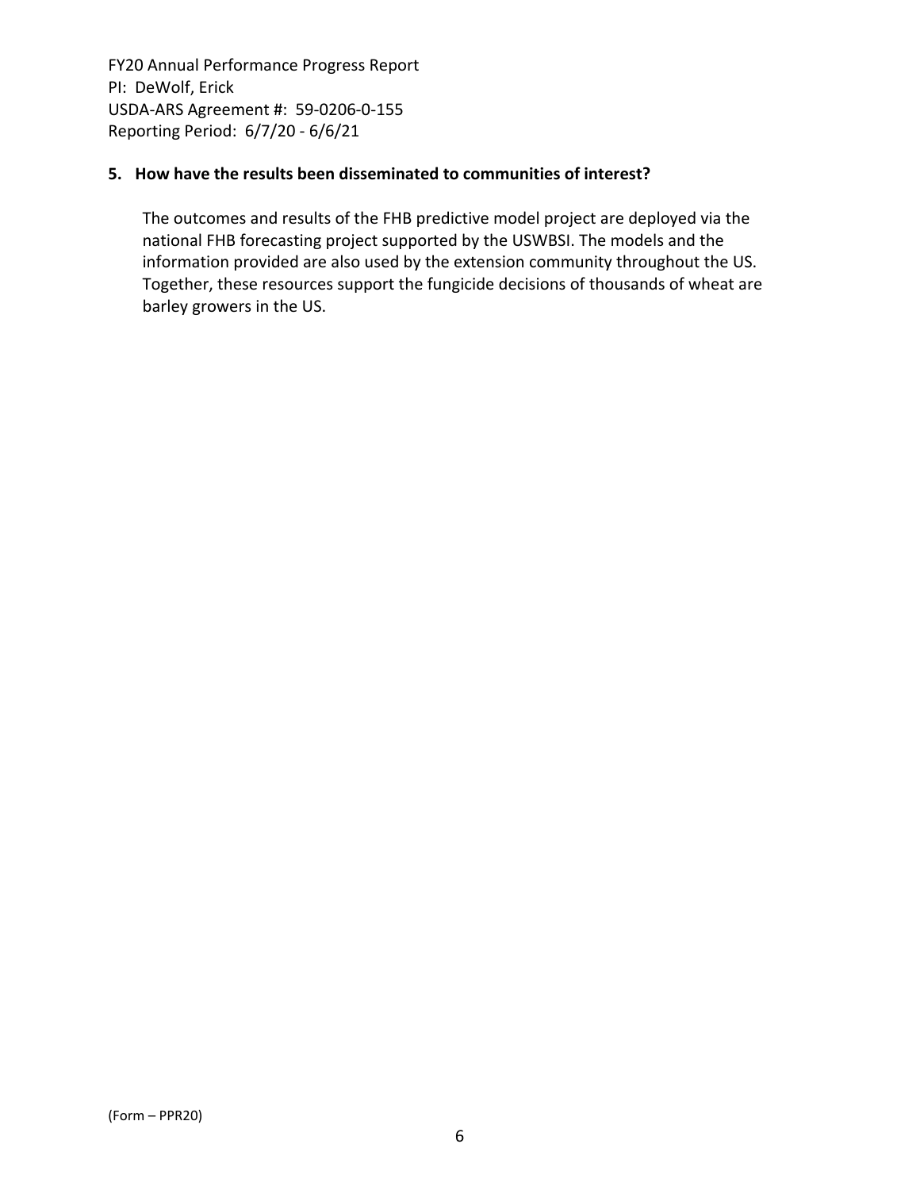**5. How have the results been disseminated to communities of interest?**

The outcomes and results of the FHB predictive model project are deployed via the national FHB forecasting project supported by the USWBSI. The models and the information provided are also used by the extension community throughout the US. Together, these resources support the fungicide decisions of thousands of wheat are barley growers in the US.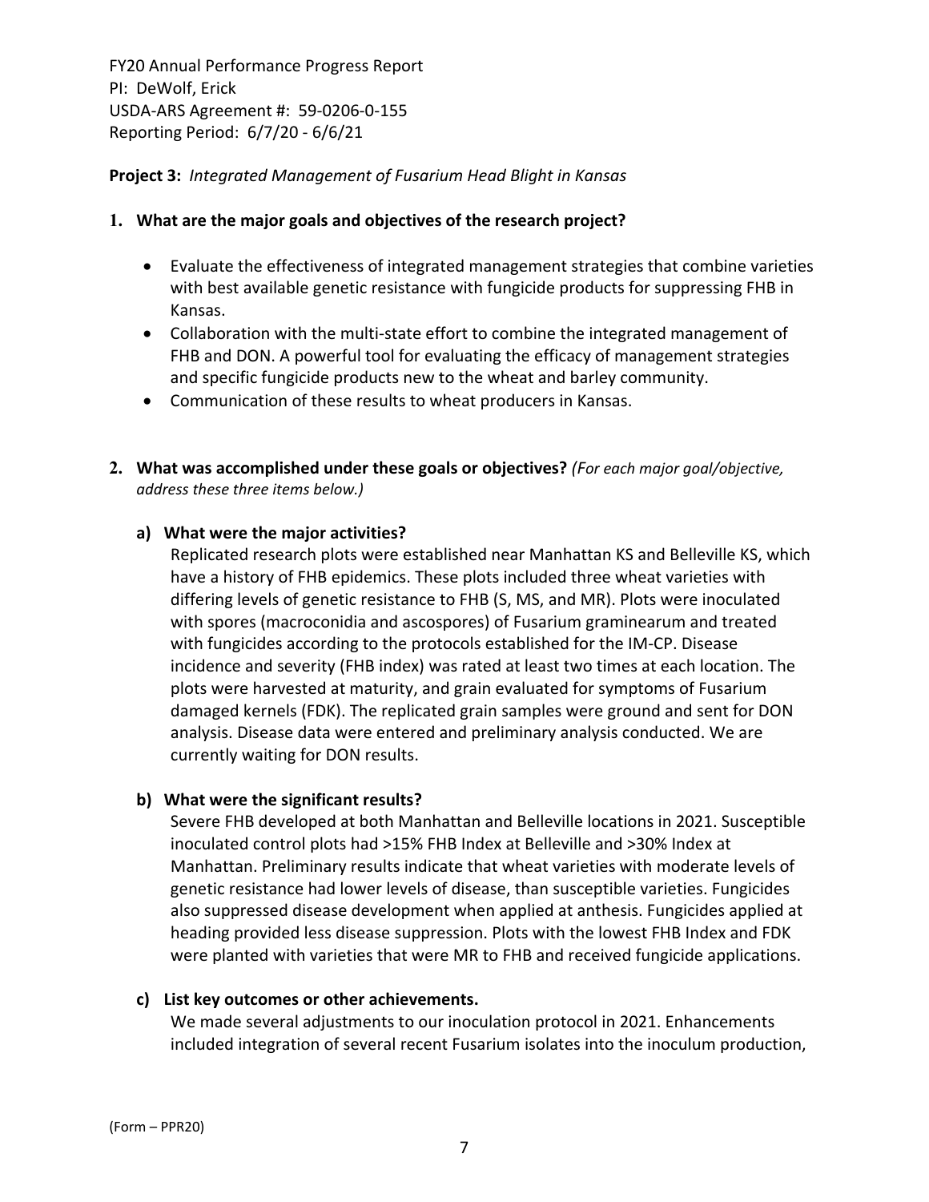FY20 Annual Performance Progress Report
PI: DeWolf, Erick
USDA-ARS Agreement #: 59-0206-0-155
Reporting Period: 6/7/20 - 6/6/21

**Project 3:** *Integrated Management of Fusarium Head Blight in Kansas*

**1. What are the major goals and objectives of the research project?**

- Evaluate the effectiveness of integrated management strategies that combine varieties with best available genetic resistance with fungicide products for suppressing FHB in Kansas.
- Collaboration with the multi-state effort to combine the integrated management of FHB and DON. A powerful tool for evaluating the efficacy of management strategies and specific fungicide products new to the wheat and barley community.
- Communication of these results to wheat producers in Kansas.

**2. What was accomplished under these goals or objectives?** *(For each major goal/objective, address these three items below.)*

**a) What were the major activities?**

Replicated research plots were established near Manhattan KS and Belleville KS, which have a history of FHB epidemics. These plots included three wheat varieties with differing levels of genetic resistance to FHB (S, MS, and MR). Plots were inoculated with spores (macroconidia and ascospores) of Fusarium graminearum and treated with fungicides according to the protocols established for the IM-CP. Disease incidence and severity (FHB index) was rated at least two times at each location. The plots were harvested at maturity, and grain evaluated for symptoms of Fusarium damaged kernels (FDK). The replicated grain samples were ground and sent for DON analysis. Disease data were entered and preliminary analysis conducted. We are currently waiting for DON results.

**b) What were the significant results?**

Severe FHB developed at both Manhattan and Belleville locations in 2021. Susceptible inoculated control plots had >15% FHB Index at Belleville and >30% Index at Manhattan. Preliminary results indicate that wheat varieties with moderate levels of genetic resistance had lower levels of disease, than susceptible varieties. Fungicides also suppressed disease development when applied at anthesis. Fungicides applied at heading provided less disease suppression. Plots with the lowest FHB Index and FDK were planted with varieties that were MR to FHB and received fungicide applications.

**c) List key outcomes or other achievements.**

We made several adjustments to our inoculation protocol in 2021. Enhancements included integration of several recent Fusarium isolates into the inoculum production,

(Form – PPR20)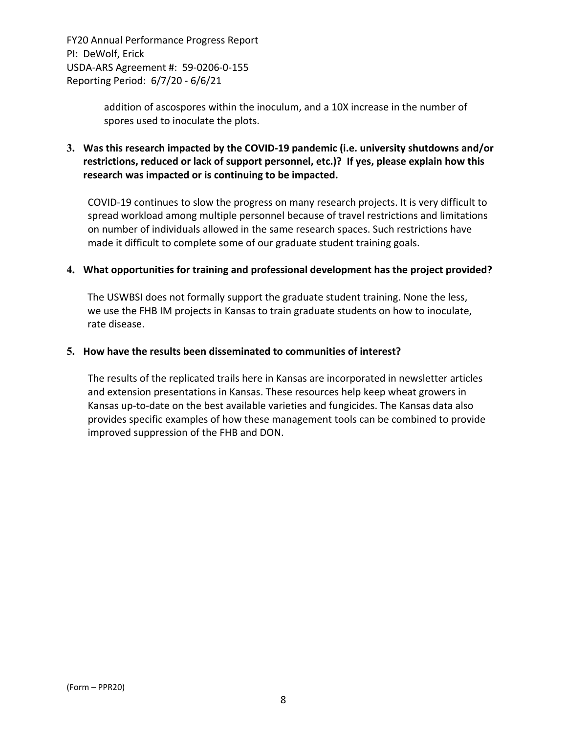addition of ascospores within the inoculum, and a 10X increase in the number of spores used to inoculate the plots.

**3. Was this research impacted by the COVID-19 pandemic (i.e. university shutdowns and/or restrictions, reduced or lack of support personnel, etc.)? If yes, please explain how this research was impacted or is continuing to be impacted.**

COVID-19 continues to slow the progress on many research projects. It is very difficult to spread workload among multiple personnel because of travel restrictions and limitations on number of individuals allowed in the same research spaces. Such restrictions have made it difficult to complete some of our graduate student training goals.

**4. What opportunities for training and professional development has the project provided?**

The USWBSI does not formally support the graduate student training. None the less, we use the FHB IM projects in Kansas to train graduate students on how to inoculate, rate disease.

**5. How have the results been disseminated to communities of interest?**

The results of the replicated trails here in Kansas are incorporated in newsletter articles and extension presentations in Kansas. These resources help keep wheat growers in Kansas up-to-date on the best available varieties and fungicides. The Kansas data also provides specific examples of how these management tools can be combined to provide improved suppression of the FHB and DON.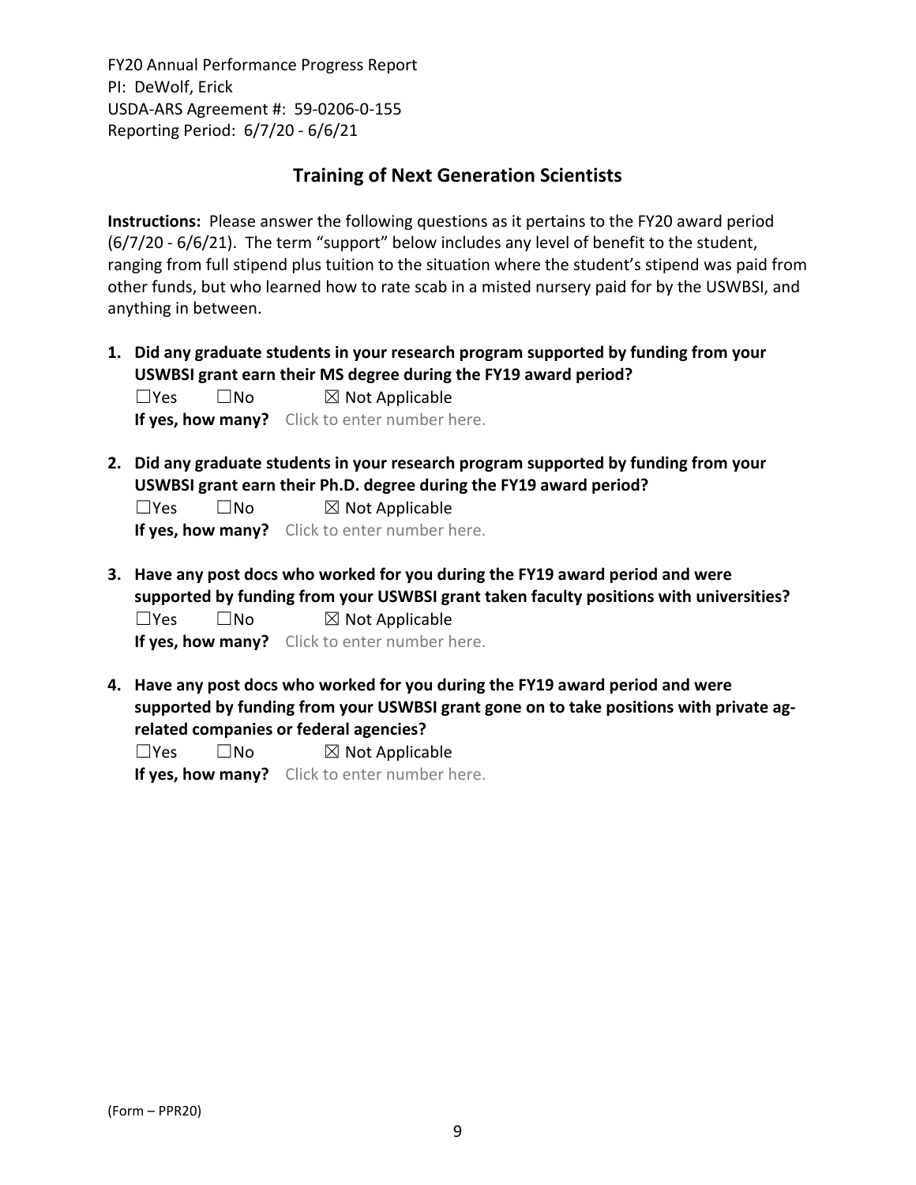## Training of Next Generation Scientists

**Instructions:** Please answer the following questions as it pertains to the FY20 award period (6/7/20 - 6/6/21). The term "support" below includes any level of benefit to the student, ranging from full stipend plus tuition to the situation where the student's stipend was paid from other funds, but who learned how to rate scab in a misted nursery paid for by the USWBSI, and anything in between.

1. **Did any graduate students in your research program supported by funding from your USWBSI grant earn their MS degree during the FY19 award period?**
   ☐Yes ☐No ☒ Not Applicable
   **If yes, how many?** Click to enter number here.

2. **Did any graduate students in your research program supported by funding from your USWBSI grant earn their Ph.D. degree during the FY19 award period?**
   ☐Yes ☐No ☒ Not Applicable
   **If yes, how many?** Click to enter number here.

3. **Have any post docs who worked for you during the FY19 award period and were supported by funding from your USWBSI grant taken faculty positions with universities?**
   ☐Yes ☐No ☒ Not Applicable
   **If yes, how many?** Click to enter number here.

4. **Have any post docs who worked for you during the FY19 award period and were supported by funding from your USWBSI grant gone on to take positions with private ag-related companies or federal agencies?**
   ☐Yes ☐No ☒ Not Applicable
   **If yes, how many?** Click to enter number here.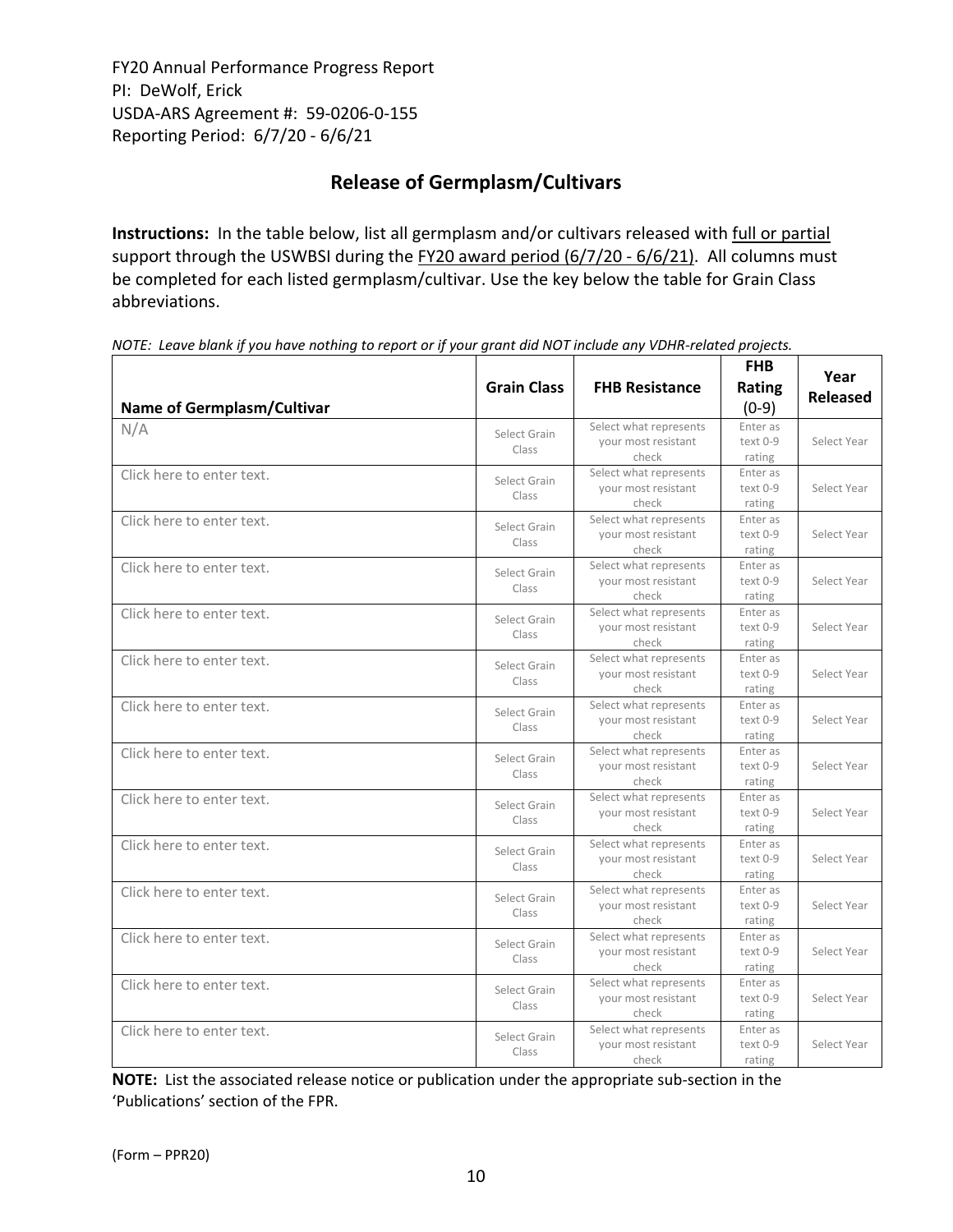FY20 Annual Performance Progress Report
PI: DeWolf, Erick
USDA-ARS Agreement #: 59-0206-0-155
Reporting Period: 6/7/20 - 6/6/21

## Release of Germplasm/Cultivars

**Instructions:** In the table below, list all germplasm and/or cultivars released with full or partial support through the USWBSI during the FY20 award period (6/7/20 - 6/6/21). All columns must be completed for each listed germplasm/cultivar. Use the key below the table for Grain Class abbreviations.

*NOTE: Leave blank if you have nothing to report or if your grant did NOT include any VDHR-related projects.*

| Name of Germplasm/Cultivar | Grain Class | FHB Resistance | FHB Rating (0-9) | Year Released |
|---|---|---|---|---|
| N/A | Select Grain Class | Select what represents your most resistant check | Enter as text 0-9 rating | Select Year |
| Click here to enter text. | Select Grain Class | Select what represents your most resistant check | Enter as text 0-9 rating | Select Year |
| Click here to enter text. | Select Grain Class | Select what represents your most resistant check | Enter as text 0-9 rating | Select Year |
| Click here to enter text. | Select Grain Class | Select what represents your most resistant check | Enter as text 0-9 rating | Select Year |
| Click here to enter text. | Select Grain Class | Select what represents your most resistant check | Enter as text 0-9 rating | Select Year |
| Click here to enter text. | Select Grain Class | Select what represents your most resistant check | Enter as text 0-9 rating | Select Year |
| Click here to enter text. | Select Grain Class | Select what represents your most resistant check | Enter as text 0-9 rating | Select Year |
| Click here to enter text. | Select Grain Class | Select what represents your most resistant check | Enter as text 0-9 rating | Select Year |
| Click here to enter text. | Select Grain Class | Select what represents your most resistant check | Enter as text 0-9 rating | Select Year |
| Click here to enter text. | Select Grain Class | Select what represents your most resistant check | Enter as text 0-9 rating | Select Year |
| Click here to enter text. | Select Grain Class | Select what represents your most resistant check | Enter as text 0-9 rating | Select Year |
| Click here to enter text. | Select Grain Class | Select what represents your most resistant check | Enter as text 0-9 rating | Select Year |
| Click here to enter text. | Select Grain Class | Select what represents your most resistant check | Enter as text 0-9 rating | Select Year |
| Click here to enter text. | Select Grain Class | Select what represents your most resistant check | Enter as text 0-9 rating | Select Year |

**NOTE:** List the associated release notice or publication under the appropriate sub-section in the 'Publications' section of the FPR.

(Form – PPR20)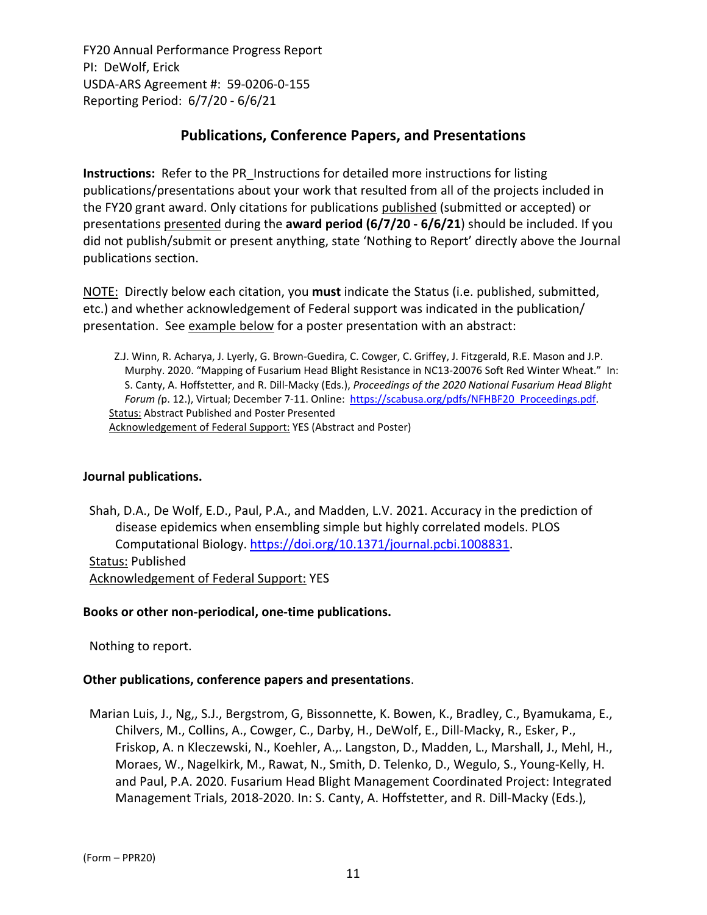FY20 Annual Performance Progress Report
PI: DeWolf, Erick
USDA-ARS Agreement #: 59-0206-0-155
Reporting Period: 6/7/20 - 6/6/21

## Publications, Conference Papers, and Presentations

**Instructions:** Refer to the PR_Instructions for detailed more instructions for listing publications/presentations about your work that resulted from all of the projects included in the FY20 grant award. Only citations for publications published (submitted or accepted) or presentations presented during the **award period (6/7/20 - 6/6/21**) should be included. If you did not publish/submit or present anything, state 'Nothing to Report' directly above the Journal publications section.

NOTE: Directly below each citation, you **must** indicate the Status (i.e. published, submitted, etc.) and whether acknowledgement of Federal support was indicated in the publication/presentation. See example below for a poster presentation with an abstract:

> Z.J. Winn, R. Acharya, J. Lyerly, G. Brown-Guedira, C. Cowger, C. Griffey, J. Fitzgerald, R.E. Mason and J.P. Murphy. 2020. "Mapping of Fusarium Head Blight Resistance in NC13-20076 Soft Red Winter Wheat." In: S. Canty, A. Hoffstetter, and R. Dill-Macky (Eds.), *Proceedings of the 2020 National Fusarium Head Blight Forum (*p. 12.), Virtual; December 7-11. Online: https://scabusa.org/pdfs/NFHBF20_Proceedings.pdf.
> Status: Abstract Published and Poster Presented
> Acknowledgement of Federal Support: YES (Abstract and Poster)

**Journal publications.**

Shah, D.A., De Wolf, E.D., Paul, P.A., and Madden, L.V. 2021. Accuracy in the prediction of disease epidemics when ensembling simple but highly correlated models. PLOS Computational Biology. https://doi.org/10.1371/journal.pcbi.1008831.
Status: Published
Acknowledgement of Federal Support: YES

**Books or other non-periodical, one-time publications.**

Nothing to report.

**Other publications, conference papers and presentations**.

Marian Luis, J., Ng,, S.J., Bergstrom, G, Bissonnette, K. Bowen, K., Bradley, C., Byamukama, E., Chilvers, M., Collins, A., Cowger, C., Darby, H., DeWolf, E., Dill-Macky, R., Esker, P., Friskop, A. n Kleczewski, N., Koehler, A.,. Langston, D., Madden, L., Marshall, J., Mehl, H., Moraes, W., Nagelkirk, M., Rawat, N., Smith, D. Telenko, D., Wegulo, S., Young-Kelly, H. and Paul, P.A. 2020. Fusarium Head Blight Management Coordinated Project: Integrated Management Trials, 2018-2020. In: S. Canty, A. Hoffstetter, and R. Dill-Macky (Eds.),

(Form – PPR20)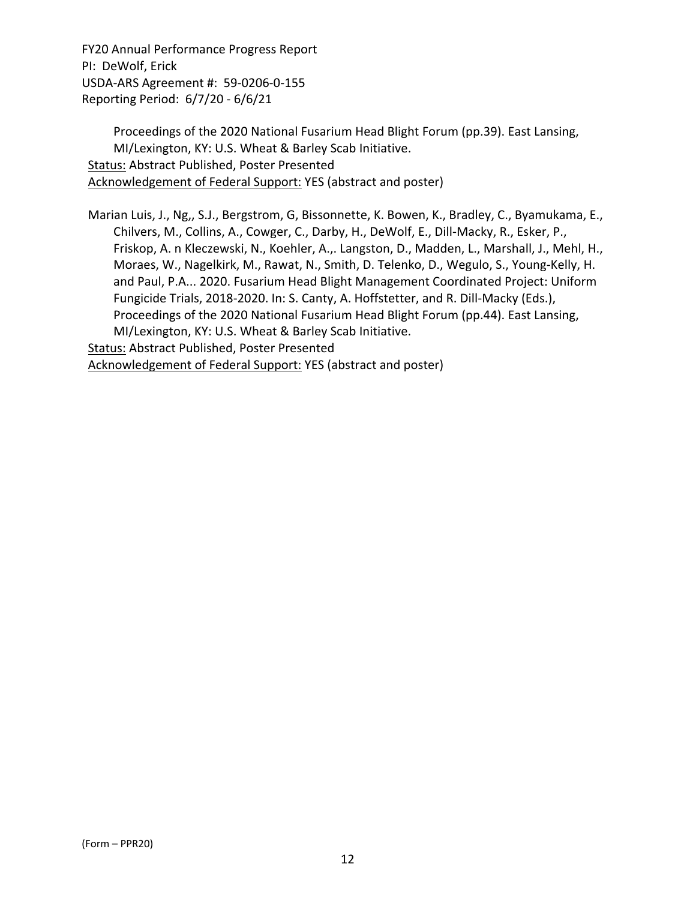Proceedings of the 2020 National Fusarium Head Blight Forum (pp.39). East Lansing, MI/Lexington, KY: U.S. Wheat & Barley Scab Initiative.

Status: Abstract Published, Poster Presented

Acknowledgement of Federal Support: YES (abstract and poster)

Marian Luis, J., Ng,, S.J., Bergstrom, G, Bissonnette, K. Bowen, K., Bradley, C., Byamukama, E., Chilvers, M., Collins, A., Cowger, C., Darby, H., DeWolf, E., Dill-Macky, R., Esker, P., Friskop, A. n Kleczewski, N., Koehler, A.,. Langston, D., Madden, L., Marshall, J., Mehl, H., Moraes, W., Nagelkirk, M., Rawat, N., Smith, D. Telenko, D., Wegulo, S., Young-Kelly, H. and Paul, P.A... 2020. Fusarium Head Blight Management Coordinated Project: Uniform Fungicide Trials, 2018-2020. In: S. Canty, A. Hoffstetter, and R. Dill-Macky (Eds.), Proceedings of the 2020 National Fusarium Head Blight Forum (pp.44). East Lansing, MI/Lexington, KY: U.S. Wheat & Barley Scab Initiative.

Status: Abstract Published, Poster Presented

Acknowledgement of Federal Support: YES (abstract and poster)